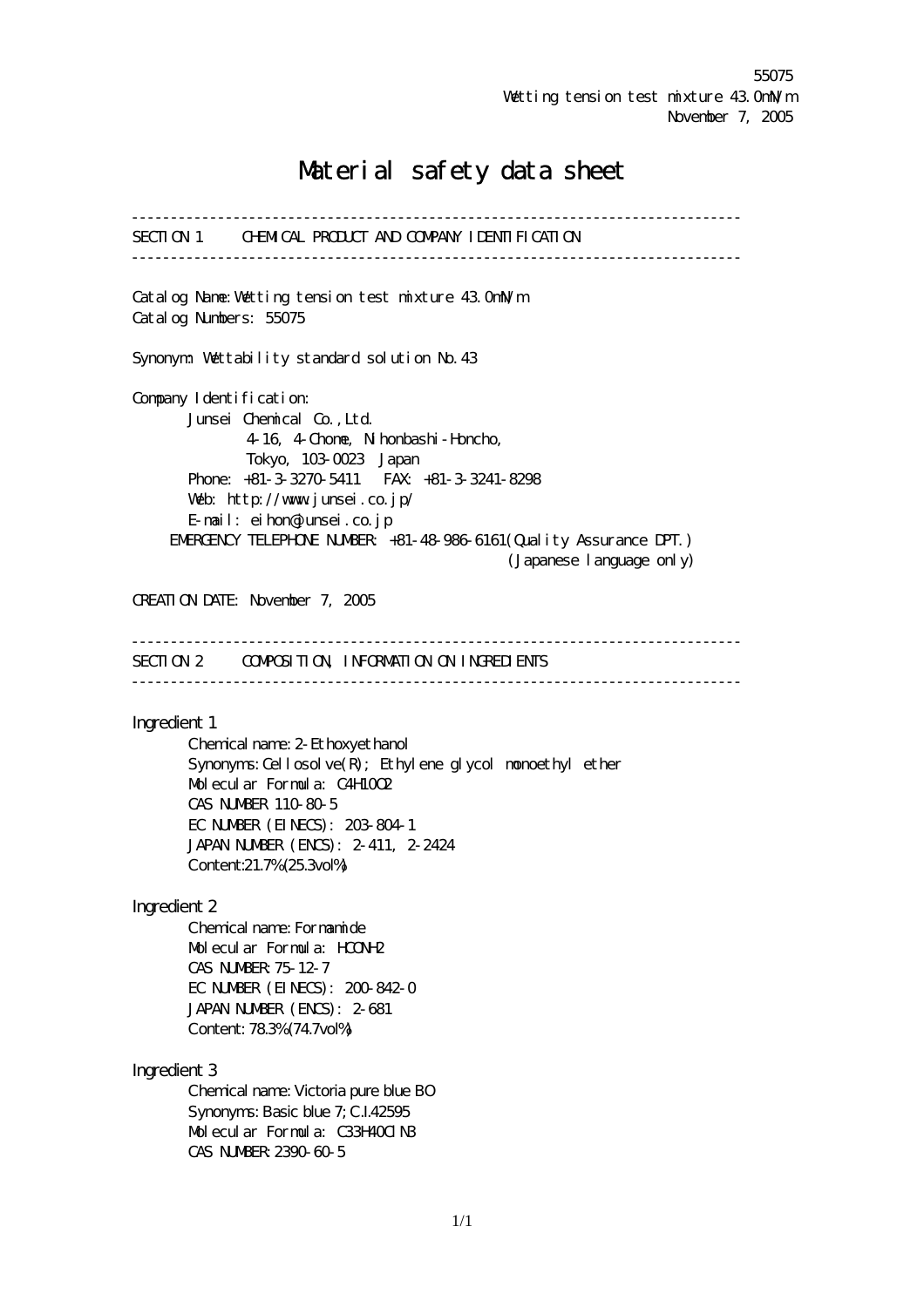55075
Wetting tension test mixture 43.0mN/m
November 7, 2005

# Material safety data sheet

---

## SECTION 1 CHEMICAL PRODUCT AND COMPANY IDENTIFICATION

---

Catalog Name: Wetting tension test mixture 43.0mN/m
Catalog Numbers: 55075

Synonym: Wettability standard solution No.43

Company Identification:
Junsei Chemical Co.,Ltd.
4-16, 4-Chome, Nihonbashi-Honcho,
Tokyo, 103-0023 Japan
Phone: +81-3-3270-5411 FAX: +81-3-3241-8298
Web: http://www.junsei.co.jp/
E-mail: eihon@junsei.co.jp
EMERGENCY TELEPHONE NUMBER: +81-48-986-6161(Quality Assurance DPT.)
(Japanese language only)

CREATION DATE: November 7, 2005

---

## SECTION 2 COMPOSITION, INFORMATION ON INGREDIENTS

---

Ingredient 1
Chemical name: 2-Ethoxyethanol
Synonyms: Cellosolve(R); Ethylene glycol monoethyl ether
Molecular Formula: $C_4H_{10}O_2$
CAS NUMBER 110-80-5
EC NUMBER (EINECS): 203-804-1
JAPAN NUMBER (ENCS): 2-411, 2-2424
Content:21.7%(25.3vol%)

Ingredient 2
Chemical name: Formamide
Molecular Formula: $HCONH_2$
CAS NUMBER: 75-12-7
EC NUMBER (EINECS): 200-842-0
JAPAN NUMBER (ENCS): 2-681
Content: 78.3%(74.7vol%)

Ingredient 3
Chemical name: Victoria pure blue BO
Synonyms: Basic blue 7; C.I.42595
Molecular Formula: $C_{33}H_{40}ClN_3$
CAS NUMBER: 2390-60-5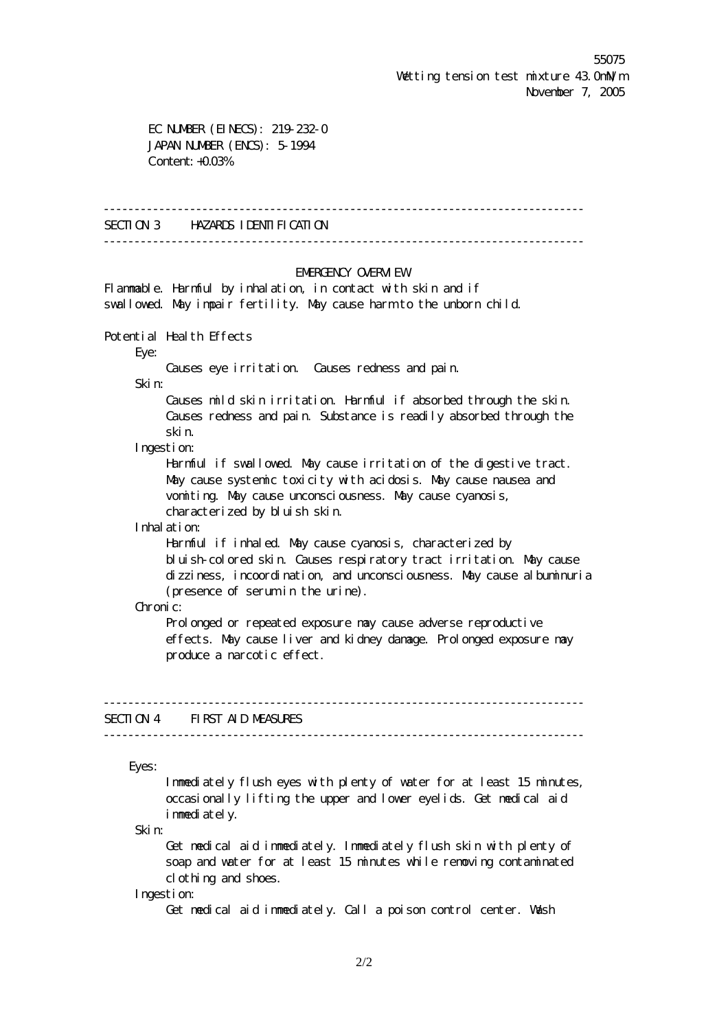EC NUMBER (EINECS): 219-232-0
JAPAN NUMBER (ENCS): 5-1994
Content: +0.03%

---

## SECTION 3 HAZARDS IDENTIFICATION

---

**EMERGENCY OVERVIEW**

Flammable. Harmful by inhalation, in contact with skin and if swallowed. May impair fertility. May cause harm to the unborn child.

Potential Health Effects

Eye:
Causes eye irritation. Causes redness and pain.

Skin:
Causes mild skin irritation. Harmful if absorbed through the skin. Causes redness and pain. Substance is readily absorbed through the skin.

Ingestion:
Harmful if swallowed. May cause irritation of the digestive tract. May cause systemic toxicity with acidosis. May cause nausea and vomiting. May cause unconsciousness. May cause cyanosis, characterized by bluish skin.

Inhalation:
Harmful if inhaled. May cause cyanosis, characterized by bluish-colored skin. Causes respiratory tract irritation. May cause dizziness, incoordination, and unconsciousness. May cause albuminuria (presence of serum in the urine).

Chronic:
Prolonged or repeated exposure may cause adverse reproductive effects. May cause liver and kidney damage. Prolonged exposure may produce a narcotic effect.

---

## SECTION 4 FIRST AID MEASURES

---

Eyes:
Immediately flush eyes with plenty of water for at least 15 minutes, occasionally lifting the upper and lower eyelids. Get medical aid immediately.

Skin:
Get medical aid immediately. Immediately flush skin with plenty of soap and water for at least 15 minutes while removing contaminated clothing and shoes.

Ingestion:
Get medical aid immediately. Call a poison control center. Wash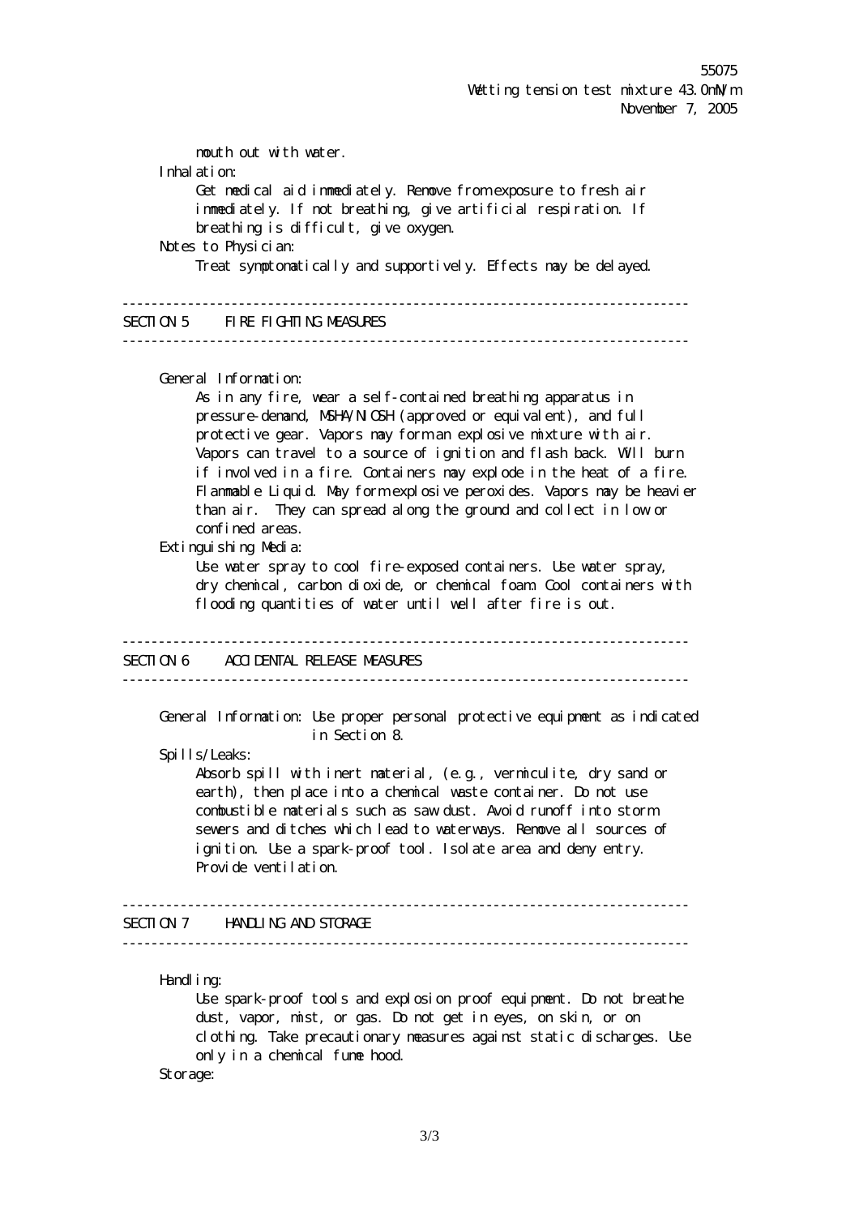mouth out with water.

Inhalation:

Get medical aid immediately. Remove from exposure to fresh air immediately. If not breathing, give artificial respiration. If breathing is difficult, give oxygen.

Notes to Physician:

Treat symptomatically and supportively. Effects may be delayed.

---

## SECTION 5 FIRE FIGHTING MEASURES

---

General Information:

As in any fire, wear a self-contained breathing apparatus in pressure-demand, MSHA/NIOSH (approved or equivalent), and full protective gear. Vapors may form an explosive mixture with air. Vapors can travel to a source of ignition and flash back. Will burn if involved in a fire. Containers may explode in the heat of a fire. Flammable Liquid. May form explosive peroxides. Vapors may be heavier than air. They can spread along the ground and collect in low or confined areas.

Extinguishing Media:

Use water spray to cool fire-exposed containers. Use water spray, dry chemical, carbon dioxide, or chemical foam. Cool containers with flooding quantities of water until well after fire is out.

---

## SECTION 6 ACCIDENTAL RELEASE MEASURES

---

General Information: Use proper personal protective equipment as indicated in Section 8.

Spills/Leaks:

Absorb spill with inert material, (e.g., vermiculite, dry sand or earth), then place into a chemical waste container. Do not use combustible materials such as saw dust. Avoid runoff into storm sewers and ditches which lead to waterways. Remove all sources of ignition. Use a spark-proof tool. Isolate area and deny entry. Provide ventilation.

---

## SECTION 7 HANDLING AND STORAGE

---

Handling:

Use spark-proof tools and explosion proof equipment. Do not breathe dust, vapor, mist, or gas. Do not get in eyes, on skin, or on clothing. Take precautionary measures against static discharges. Use only in a chemical fume hood.

Storage: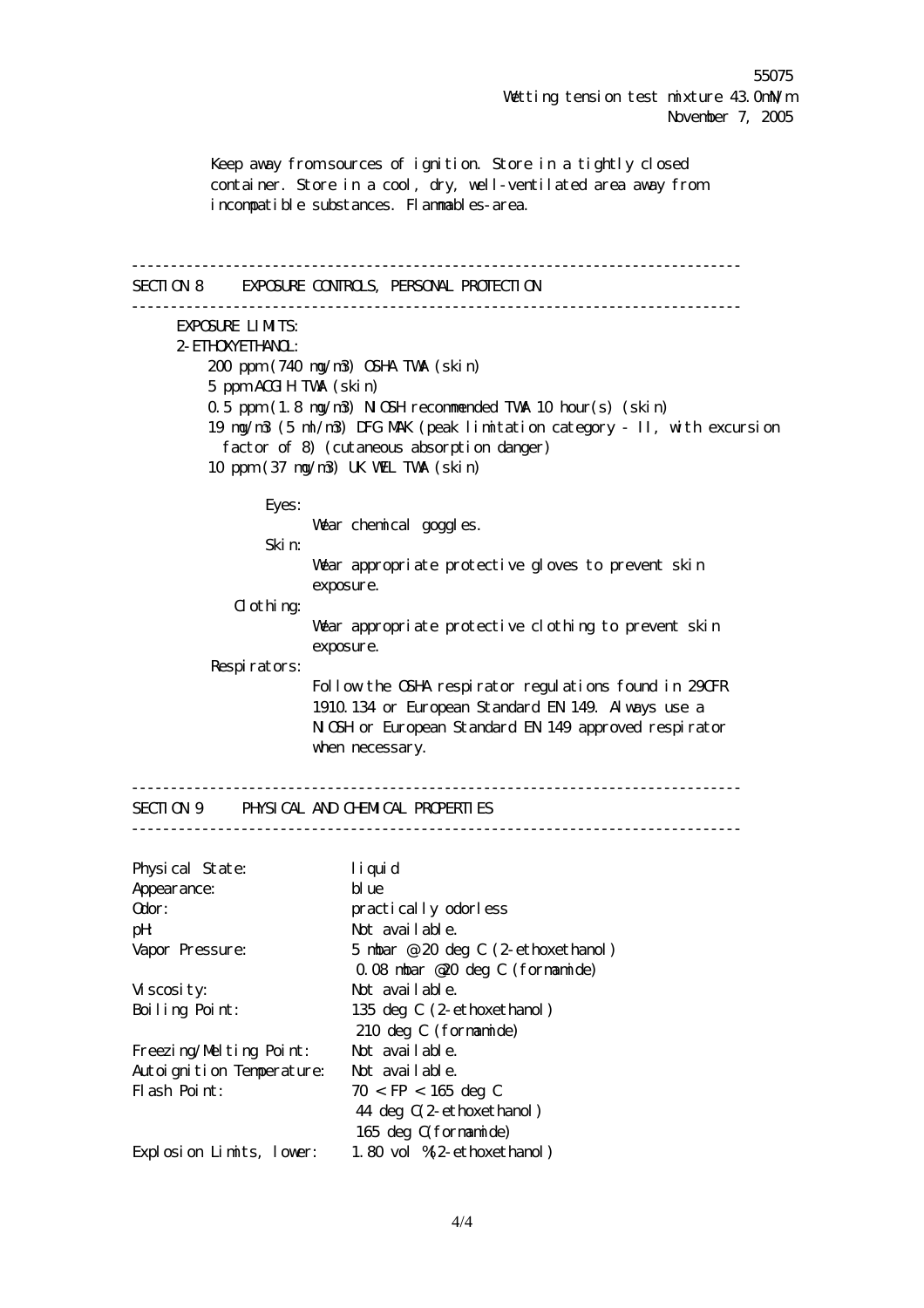Keep away from sources of ignition. Store in a tightly closed container. Store in a cool, dry, well-ventilated area away from incompatible substances. Flammables-area.

---

## SECTION 8 EXPOSURE CONTROLS, PERSONAL PROTECTION

---

EXPOSURE LIMITS:

2-ETHOXYETHANOL:

- 200 ppm (740 mg/m3) OSHA TWA (skin)
- 5 ppm ACGIH TWA (skin)
- 0.5 ppm (1.8 mg/m3) NIOSH recommended TWA 10 hour(s) (skin)
- 19 mg/m3 (5 ml/m3) DFG MAK (peak limitation category - II, with excursion factor of 8) (cutaneous absorption danger)
- 10 ppm (37 mg/m3) UK WEL TWA (skin)

Eyes:
Wear chemical goggles.

Skin:
Wear appropriate protective gloves to prevent skin exposure.

Clothing:
Wear appropriate protective clothing to prevent skin exposure.

Respirators:
Follow the OSHA respirator regulations found in 29CFR 1910.134 or European Standard EN 149. Always use a NIOSH or European Standard EN 149 approved respirator when necessary.

---

## SECTION 9 PHYSICAL AND CHEMICAL PROPERTIES

---

| Property | Value |
|---|---|
| Physical State: | liquid |
| Appearance: | blue |
| Odor: | practically odorless |
| pH: | Not available. |
| Vapor Pressure: | 5 mbar @ 20 deg C (2-ethoxethanol)<br>0.08 mbar @20 deg C (formamide) |
| Viscosity: | Not available. |
| Boiling Point: | 135 deg C (2-ethoxethanol)<br>210 deg C (formamide) |
| Freezing/Melting Point: | Not available. |
| Autoignition Temperature: | Not available. |
| Flash Point: | 70 < FP < 165 deg C<br>44 deg C(2-ethoxethanol)<br>165 deg C(formamide) |
| Explosion Limits, lower: | 1.80 vol %(2-ethoxethanol) |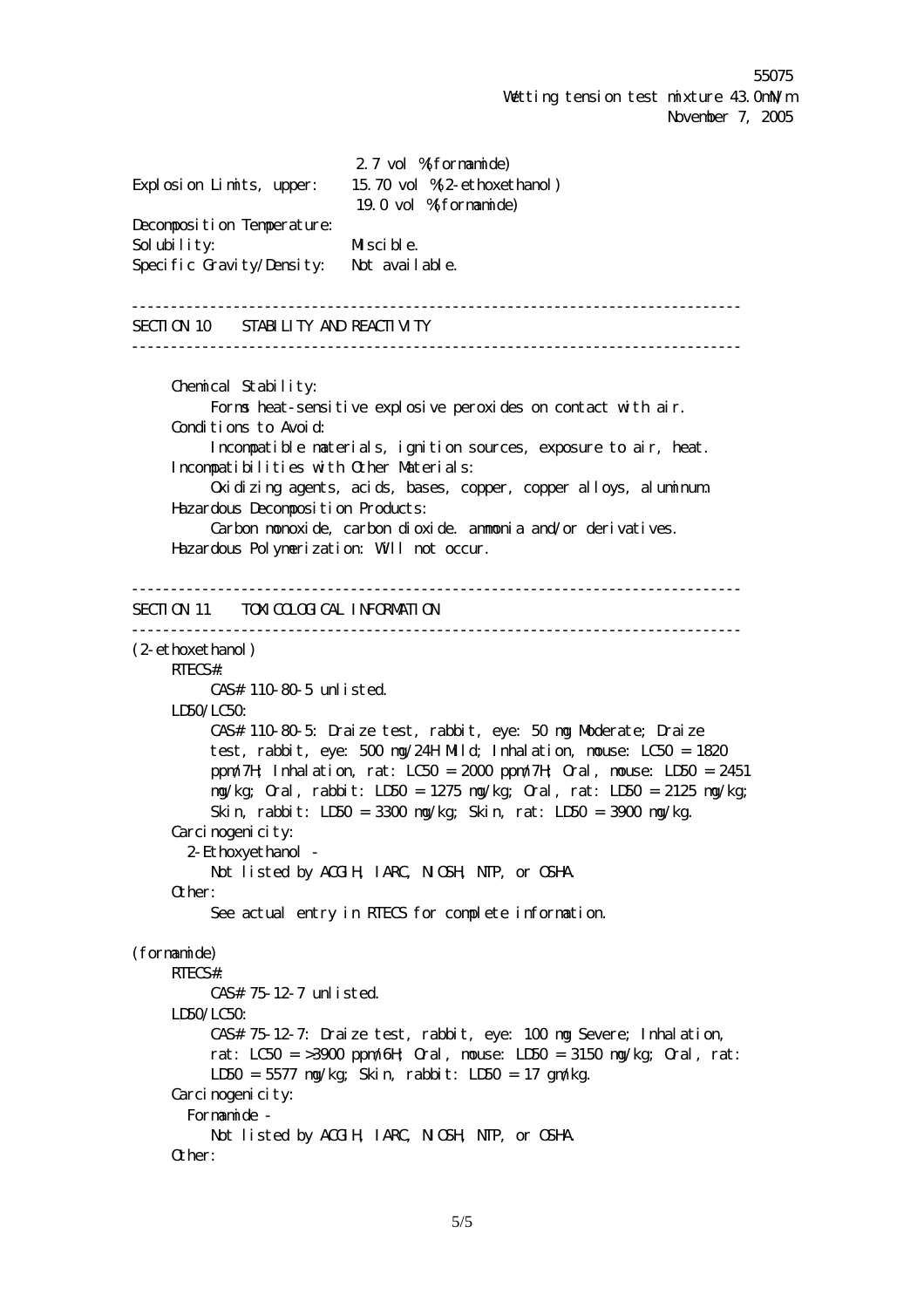2.7 vol %(formamide)

Explosion Limits, upper: 15.70 vol %(2-ethoxethanol)
19.0 vol %(formamide)

Decomposition Temperature:

Solubility: Miscible.

Specific Gravity/Density: Not available.

---

## SECTION 10 STABILITY AND REACTIVITY

---

Chemical Stability:
Forms heat-sensitive explosive peroxides on contact with air.

Conditions to Avoid:
Incompatible materials, ignition sources, exposure to air, heat.

Incompatibilities with Other Materials:
Oxidizing agents, acids, bases, copper, copper alloys, aluminum.

Hazardous Decomposition Products:
Carbon monoxide, carbon dioxide. ammonia and/or derivatives.

Hazardous Polymerization: Will not occur.

---

## SECTION 11 TOXICOLOGICAL INFORMATION

---

(2-ethoxethanol)

RTECS#:
CAS# 110-80-5 unlisted.

LD50/LC50:
CAS# 110-80-5: Draize test, rabbit, eye: 50 mg Moderate; Draize test, rabbit, eye: 500 mg/24H Mild; Inhalation, mouse: LC50 = 1820 ppm/7H; Inhalation, rat: LC50 = 2000 ppm/7H; Oral, mouse: LD50 = 2451 mg/kg; Oral, rabbit: LD50 = 1275 mg/kg; Oral, rat: LD50 = 2125 mg/kg; Skin, rabbit: LD50 = 3300 mg/kg; Skin, rat: LD50 = 3900 mg/kg.

Carcinogenicity:
2-Ethoxyethanol -
Not listed by ACGIH, IARC, NIOSH, NTP, or OSHA.

Other:
See actual entry in RTECS for complete information.

(formamide)

RTECS#:
CAS# 75-12-7 unlisted.

LD50/LC50:
CAS# 75-12-7: Draize test, rabbit, eye: 100 mg Severe; Inhalation, rat: LC50 = >3900 ppm/6H; Oral, mouse: LD50 = 3150 mg/kg; Oral, rat: LD50 = 5577 mg/kg; Skin, rabbit: LD50 = 17 gm/kg.

Carcinogenicity:
Formamide -
Not listed by ACGIH, IARC, NIOSH, NTP, or OSHA.

Other: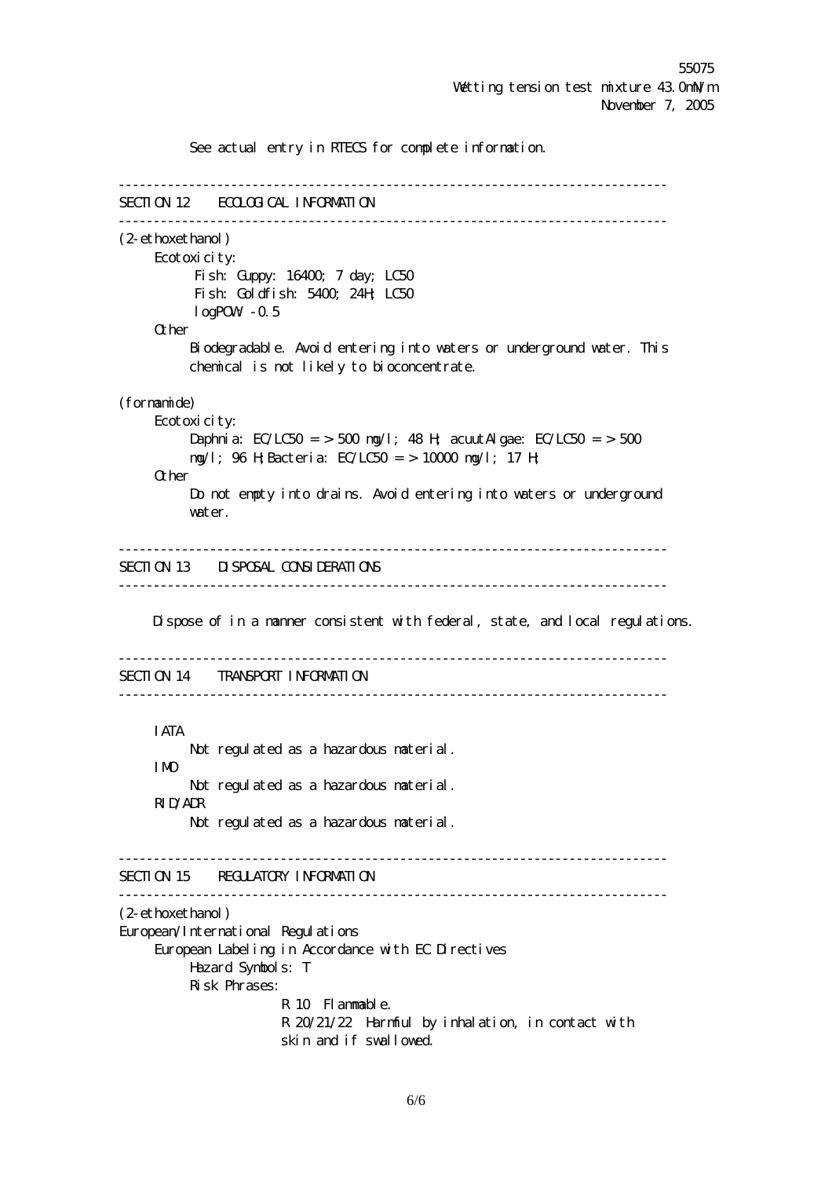See actual entry in RTECS for complete information.

## SECTION 12 ECOLOGICAL INFORMATION

(2-ethoxethanol)

Ecotoxicity:

Fish: Guppy: 16400; 7 day; LC50
Fish: Goldfish: 5400; 24H; LC50
logPOW: -0.5

Other

Biodegradable. Avoid entering into waters or underground water. This chemical is not likely to bioconcentrate.

(formamide)

Ecotoxicity:

Daphnia: EC/LC50 = > 500 mg/l; 48 H; acuutAlgae: EC/LC50 = > 500 mg/l; 96 H;Bacteria: EC/LC50 = > 10000 mg/l; 17 H;

Other

Do not empty into drains. Avoid entering into waters or underground water.

## SECTION 13 DISPOSAL CONSIDERATIONS

Dispose of in a manner consistent with federal, state, and local regulations.

## SECTION 14 TRANSPORT INFORMATION

IATA

Not regulated as a hazardous material.

IMO

Not regulated as a hazardous material.

RID/ADR

Not regulated as a hazardous material.

## SECTION 15 REGULATORY INFORMATION

(2-ethoxethanol)

European/International Regulations

European Labeling in Accordance with EC Directives

Hazard Symbols: T

Risk Phrases:

R 10 Flammable.
R 20/21/22 Harmful by inhalation, in contact with skin and if swallowed.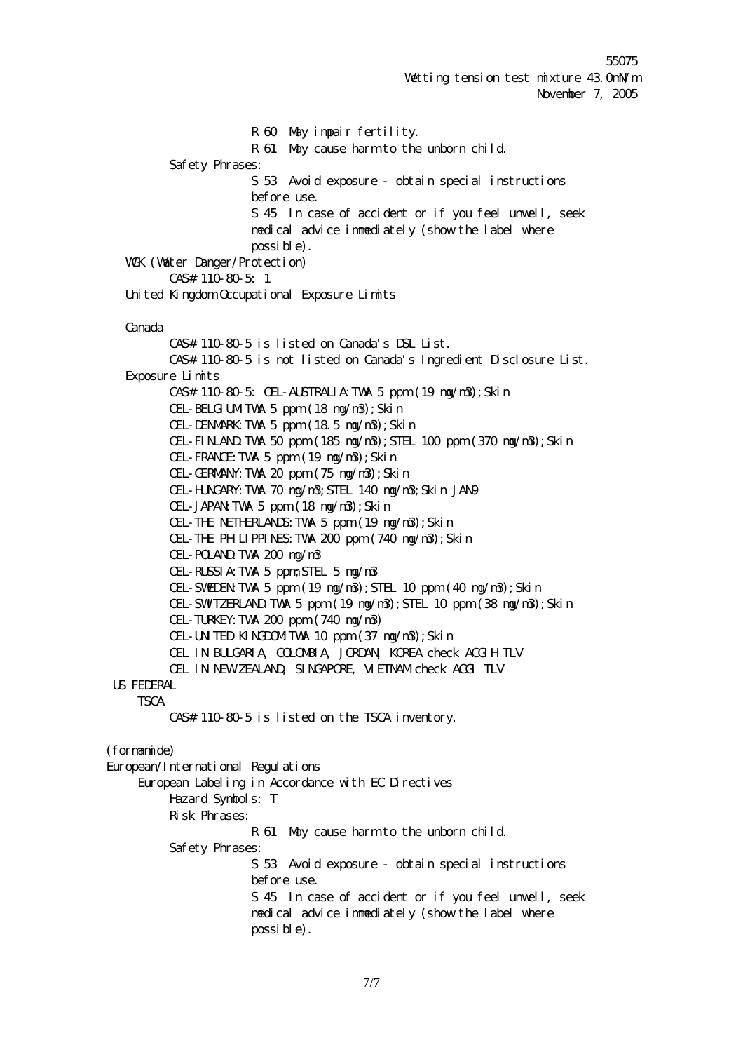R 60 May impair fertility.

R 61 May cause harm to the unborn child.

Safety Phrases:

S 53 Avoid exposure - obtain special instructions before use.

S 45 In case of accident or if you feel unwell, seek medical advice immediately (show the label where possible).

WGK (Water Danger/Protection)

CAS# 110-80-5: 1

United Kingdom Occupational Exposure Limits

Canada

CAS# 110-80-5 is listed on Canada's DSL List.

CAS# 110-80-5 is not listed on Canada's Ingredient Disclosure List.

Exposure Limits

CAS# 110-80-5: OEL-AUSTRALIA:TWA 5 ppm (19 mg/m3);Skin

OEL-BELGIUM:TWA 5 ppm (18 mg/m3);Skin

OEL-DENMARK:TWA 5 ppm (18.5 mg/m3);Skin

OEL-FINLAND:TWA 50 ppm (185 mg/m3);STEL 100 ppm (370 mg/m3);Skin

OEL-FRANCE:TWA 5 ppm (19 mg/m3);Skin

OEL-GERMANY:TWA 20 ppm (75 mg/m3);Skin

OEL-HUNGARY:TWA 70 mg/m3;STEL 140 mg/m3;Skin JAN9

OEL-JAPAN:TWA 5 ppm (18 mg/m3);Skin

OEL-THE NETHERLANDS:TWA 5 ppm (19 mg/m3);Skin

OEL-THE PHILIPPINES:TWA 200 ppm (740 mg/m3);Skin

OEL-POLAND:TWA 200 mg/m3

OEL-RUSSIA:TWA 5 ppm;STEL 5 mg/m3

OEL-SWEDEN:TWA 5 ppm (19 mg/m3);STEL 10 ppm (40 mg/m3);Skin

OEL-SWITZERLAND:TWA 5 ppm (19 mg/m3);STEL 10 ppm (38 mg/m3);Skin

OEL-TURKEY:TWA 200 ppm (740 mg/m3)

OEL-UNITED KINGDOM:TWA 10 ppm (37 mg/m3);Skin

OEL IN BULGARIA, COLOMBIA, JORDAN, KOREA check ACGIH TLV

OEL IN NEW ZEALAND, SINGAPORE, VIETNAM check ACGI TLV

US FEDERAL

TSCA

CAS# 110-80-5 is listed on the TSCA inventory.

(formamide)

European/International Regulations

European Labeling in Accordance with EC Directives

Hazard Symbols: T

Risk Phrases:

R 61 May cause harm to the unborn child.

Safety Phrases:

S 53 Avoid exposure - obtain special instructions before use.

S 45 In case of accident or if you feel unwell, seek medical advice immediately (show the label where possible).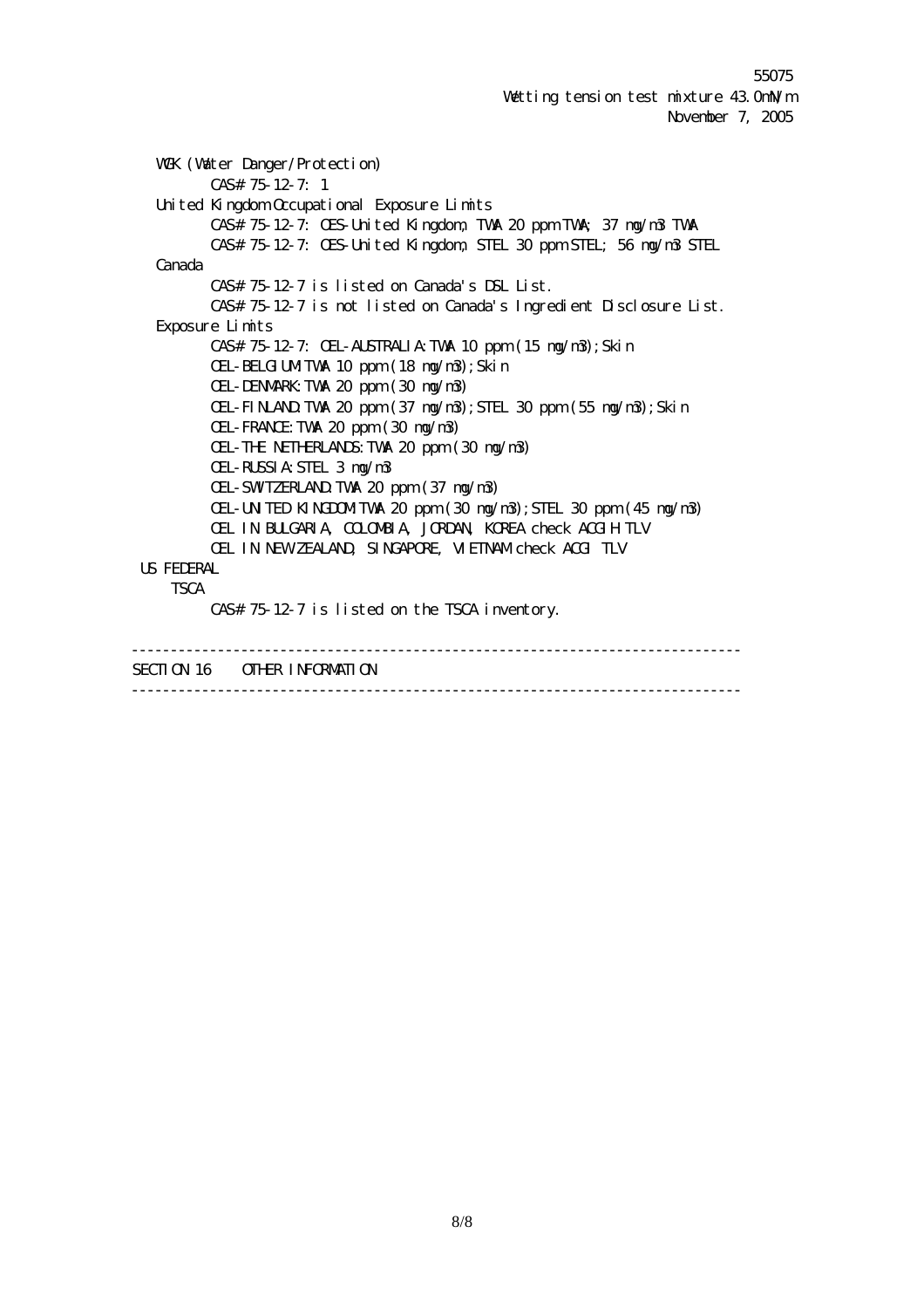WGK (Water Danger/Protection)

CAS# 75-12-7: 1

United Kingdom Occupational Exposure Limits

CAS# 75-12-7: OES-United Kingdom, TWA 20 ppm TWA; 37 mg/m3 TWA

CAS# 75-12-7: OES-United Kingdom, STEL 30 ppm STEL; 56 mg/m3 STEL

Canada

CAS# 75-12-7 is listed on Canada's DSL List.

CAS# 75-12-7 is not listed on Canada's Ingredient Disclosure List.

Exposure Limits

CAS# 75-12-7: OEL-AUSTRALIA:TWA 10 ppm (15 mg/m3);Skin

OEL-BELGIUM:TWA 10 ppm (18 mg/m3);Skin

OEL-DENMARK:TWA 20 ppm (30 mg/m3)

OEL-FINLAND:TWA 20 ppm (37 mg/m3);STEL 30 ppm (55 mg/m3);Skin

OEL-FRANCE:TWA 20 ppm (30 mg/m3)

OEL-THE NETHERLANDS:TWA 20 ppm (30 mg/m3)

OEL-RUSSIA:STEL 3 mg/m3

OEL-SWITZERLAND:TWA 20 ppm (37 mg/m3)

OEL-UNITED KINGDOM:TWA 20 ppm (30 mg/m3);STEL 30 ppm (45 mg/m3)

OEL IN BULGARIA, COLOMBIA, JORDAN, KOREA check ACGIH TLV

OEL IN NEW ZEALAND, SINGAPORE, VIETNAM check ACGI TLV

US FEDERAL

TSCA

CAS# 75-12-7 is listed on the TSCA inventory.

---

## SECTION 16 OTHER INFORMATION

---